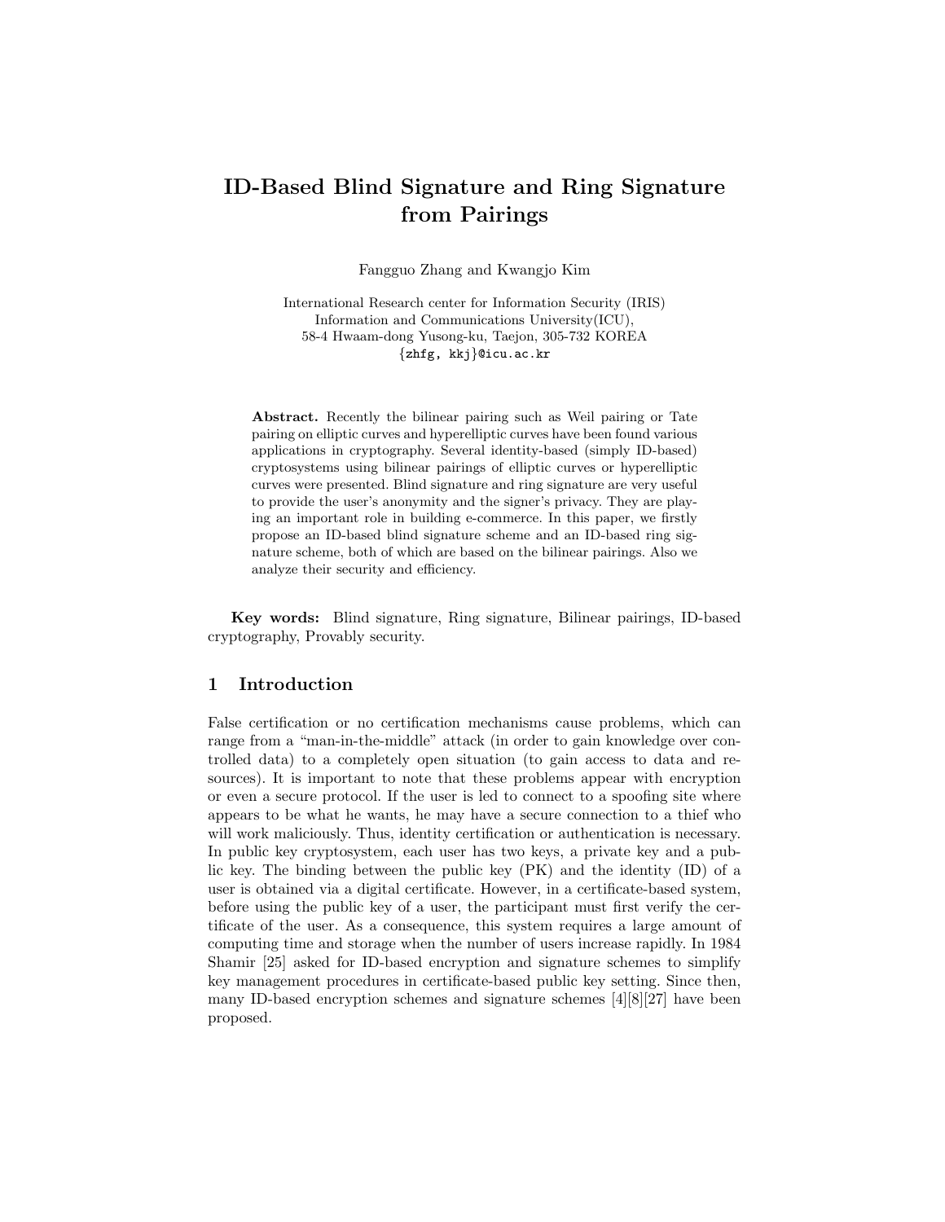# ID-Based Blind Signature and Ring Signature from Pairings

Fangguo Zhang and Kwangjo Kim

International Research center for Information Security (IRIS)
Information and Communications University(ICU),
58-4 Hwaam-dong Yusong-ku, Taejon, 305-732 KOREA
{zhfg, kkj}@icu.ac.kr

**Abstract.** Recently the bilinear pairing such as Weil pairing or Tate pairing on elliptic curves and hyperelliptic curves have been found various applications in cryptography. Several identity-based (simply ID-based) cryptosystems using bilinear pairings of elliptic curves or hyperelliptic curves were presented. Blind signature and ring signature are very useful to provide the user's anonymity and the signer's privacy. They are playing an important role in building e-commerce. In this paper, we firstly propose an ID-based blind signature scheme and an ID-based ring signature scheme, both of which are based on the bilinear pairings. Also we analyze their security and efficiency.

**Key words:** Blind signature, Ring signature, Bilinear pairings, ID-based cryptography, Provably security.

## 1 Introduction

False certification or no certification mechanisms cause problems, which can range from a "man-in-the-middle" attack (in order to gain knowledge over controlled data) to a completely open situation (to gain access to data and resources). It is important to note that these problems appear with encryption or even a secure protocol. If the user is led to connect to a spoofing site where appears to be what he wants, he may have a secure connection to a thief who will work maliciously. Thus, identity certification or authentication is necessary. In public key cryptosystem, each user has two keys, a private key and a public key. The binding between the public key (PK) and the identity (ID) of a user is obtained via a digital certificate. However, in a certificate-based system, before using the public key of a user, the participant must first verify the certificate of the user. As a consequence, this system requires a large amount of computing time and storage when the number of users increase rapidly. In 1984 Shamir [25] asked for ID-based encryption and signature schemes to simplify key management procedures in certificate-based public key setting. Since then, many ID-based encryption schemes and signature schemes [4][8][27] have been proposed.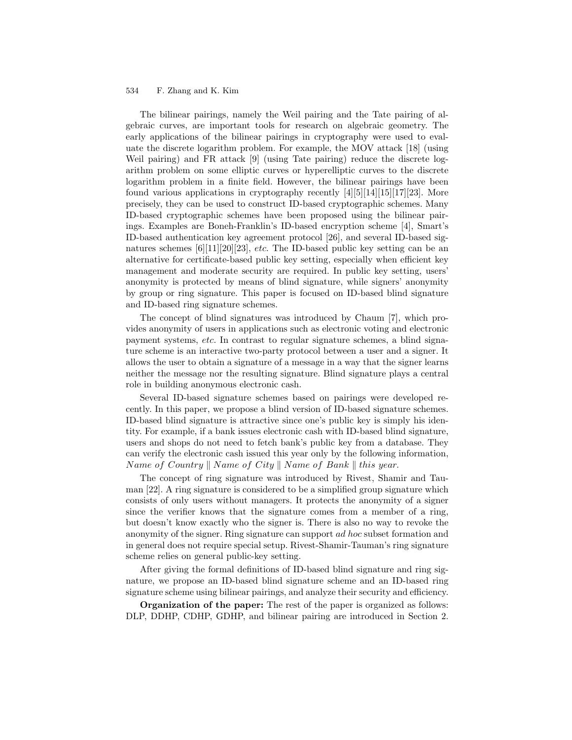The bilinear pairings, namely the Weil pairing and the Tate pairing of algebraic curves, are important tools for research on algebraic geometry. The early applications of the bilinear pairings in cryptography were used to evaluate the discrete logarithm problem. For example, the MOV attack [18] (using Weil pairing) and FR attack [9] (using Tate pairing) reduce the discrete logarithm problem on some elliptic curves or hyperelliptic curves to the discrete logarithm problem in a finite field. However, the bilinear pairings have been found various applications in cryptography recently [4][5][14][15][17][23]. More precisely, they can be used to construct ID-based cryptographic schemes. Many ID-based cryptographic schemes have been proposed using the bilinear pairings. Examples are Boneh-Franklin's ID-based encryption scheme [4], Smart's ID-based authentication key agreement protocol [26], and several ID-based signatures schemes [6][11][20][23], *etc.* The ID-based public key setting can be an alternative for certificate-based public key setting, especially when efficient key management and moderate security are required. In public key setting, users' anonymity is protected by means of blind signature, while signers' anonymity by group or ring signature. This paper is focused on ID-based blind signature and ID-based ring signature schemes.

The concept of blind signatures was introduced by Chaum [7], which provides anonymity of users in applications such as electronic voting and electronic payment systems, *etc.* In contrast to regular signature schemes, a blind signature scheme is an interactive two-party protocol between a user and a signer. It allows the user to obtain a signature of a message in a way that the signer learns neither the message nor the resulting signature. Blind signature plays a central role in building anonymous electronic cash.

Several ID-based signature schemes based on pairings were developed recently. In this paper, we propose a blind version of ID-based signature schemes. ID-based blind signature is attractive since one's public key is simply his identity. For example, if a bank issues electronic cash with ID-based blind signature, users and shops do not need to fetch bank's public key from a database. They can verify the electronic cash issued this year only by the following information, $Name\ of\ Country \| Name\ of\ City \| Name\ of\ Bank \| this\ year$.

The concept of ring signature was introduced by Rivest, Shamir and Tauman [22]. A ring signature is considered to be a simplified group signature which consists of only users without managers. It protects the anonymity of a signer since the verifier knows that the signature comes from a member of a ring, but doesn't know exactly who the signer is. There is also no way to revoke the anonymity of the signer. Ring signature can support *ad hoc* subset formation and in general does not require special setup. Rivest-Shamir-Tauman's ring signature scheme relies on general public-key setting.

After giving the formal definitions of ID-based blind signature and ring signature, we propose an ID-based blind signature scheme and an ID-based ring signature scheme using bilinear pairings, and analyze their security and efficiency.

**Organization of the paper:** The rest of the paper is organized as follows: DLP, DDHP, CDHP, GDHP, and bilinear pairing are introduced in Section 2.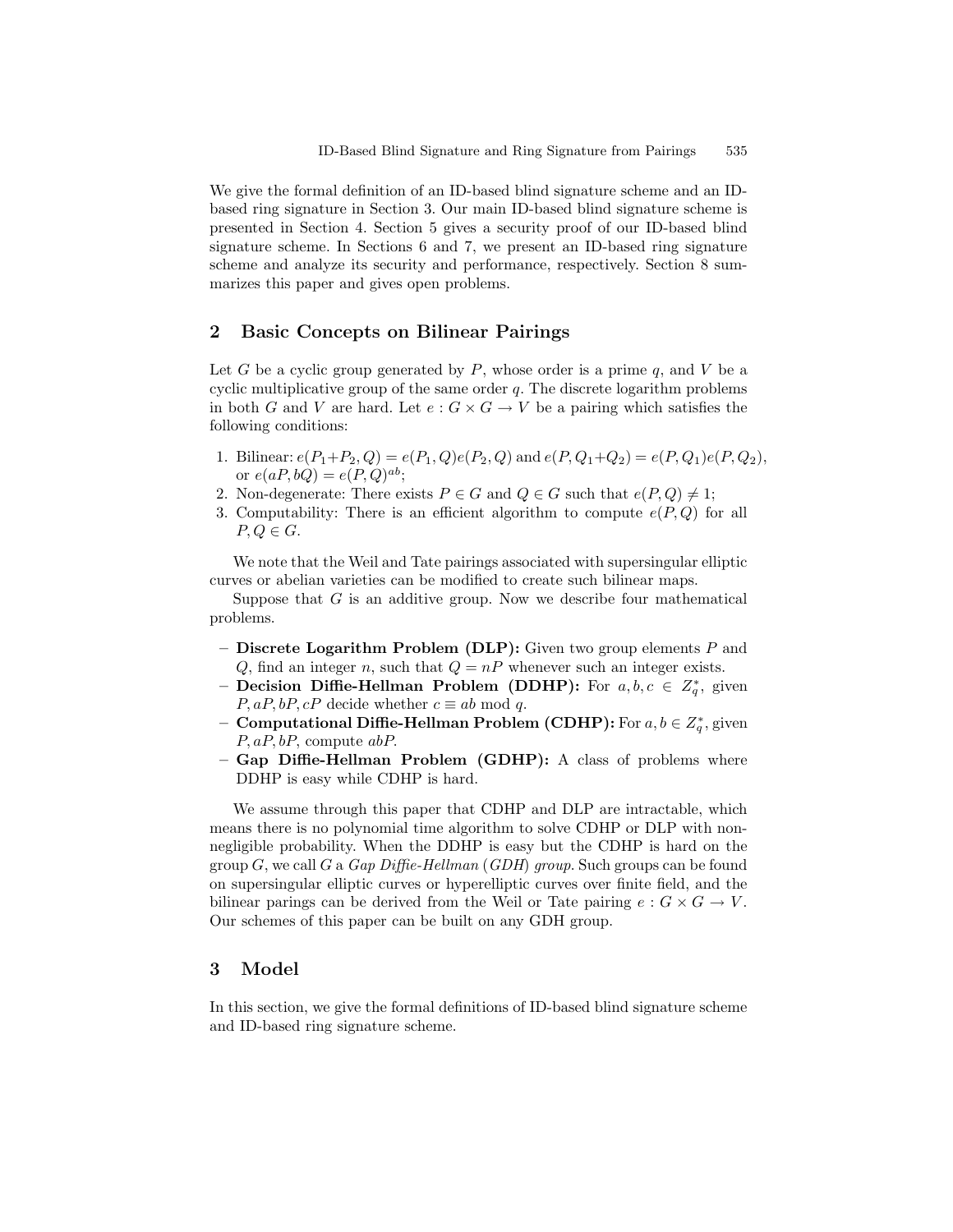We give the formal definition of an ID-based blind signature scheme and an ID-based ring signature in Section 3. Our main ID-based blind signature scheme is presented in Section 4. Section 5 gives a security proof of our ID-based blind signature scheme. In Sections 6 and 7, we present an ID-based ring signature scheme and analyze its security and performance, respectively. Section 8 summarizes this paper and gives open problems.

## 2 Basic Concepts on Bilinear Pairings

Let $G$ be a cyclic group generated by $P$, whose order is a prime $q$, and $V$ be a cyclic multiplicative group of the same order $q$. The discrete logarithm problems in both $G$ and $V$ are hard. Let $e : G \times G \rightarrow V$ be a pairing which satisfies the following conditions:

1. Bilinear: $e(P_1+P_2, Q) = e(P_1, Q)e(P_2, Q)$ and $e(P, Q_1+Q_2) = e(P, Q_1)e(P, Q_2)$, or $e(aP, bQ) = e(P, Q)^{ab}$;
2. Non-degenerate: There exists $P \in G$ and $Q \in G$ such that $e(P, Q) \neq 1$;
3. Computability: There is an efficient algorithm to compute $e(P, Q)$ for all $P, Q \in G$.

We note that the Weil and Tate pairings associated with supersingular elliptic curves or abelian varieties can be modified to create such bilinear maps.

Suppose that $G$ is an additive group. Now we describe four mathematical problems.

- **Discrete Logarithm Problem (DLP):** Given two group elements $P$ and $Q$, find an integer $n$, such that $Q = nP$ whenever such an integer exists.
- **Decision Diffie-Hellman Problem (DDHP):** For $a, b, c \in Z_q^*$, given $P, aP, bP, cP$ decide whether $c \equiv ab \bmod q$.
- **Computational Diffie-Hellman Problem (CDHP):** For $a, b \in Z_q^*$, given $P, aP, bP$, compute $abP$.
- **Gap Diffie-Hellman Problem (GDHP):** A class of problems where DDHP is easy while CDHP is hard.

We assume through this paper that CDHP and DLP are intractable, which means there is no polynomial time algorithm to solve CDHP or DLP with non-negligible probability. When the DDHP is easy but the CDHP is hard on the group $G$, we call $G$ a *Gap Diffie-Hellman* (*GDH*) *group*. Such groups can be found on supersingular elliptic curves or hyperelliptic curves over finite field, and the bilinear parings can be derived from the Weil or Tate pairing $e : G \times G \rightarrow V$. Our schemes of this paper can be built on any GDH group.

## 3 Model

In this section, we give the formal definitions of ID-based blind signature scheme and ID-based ring signature scheme.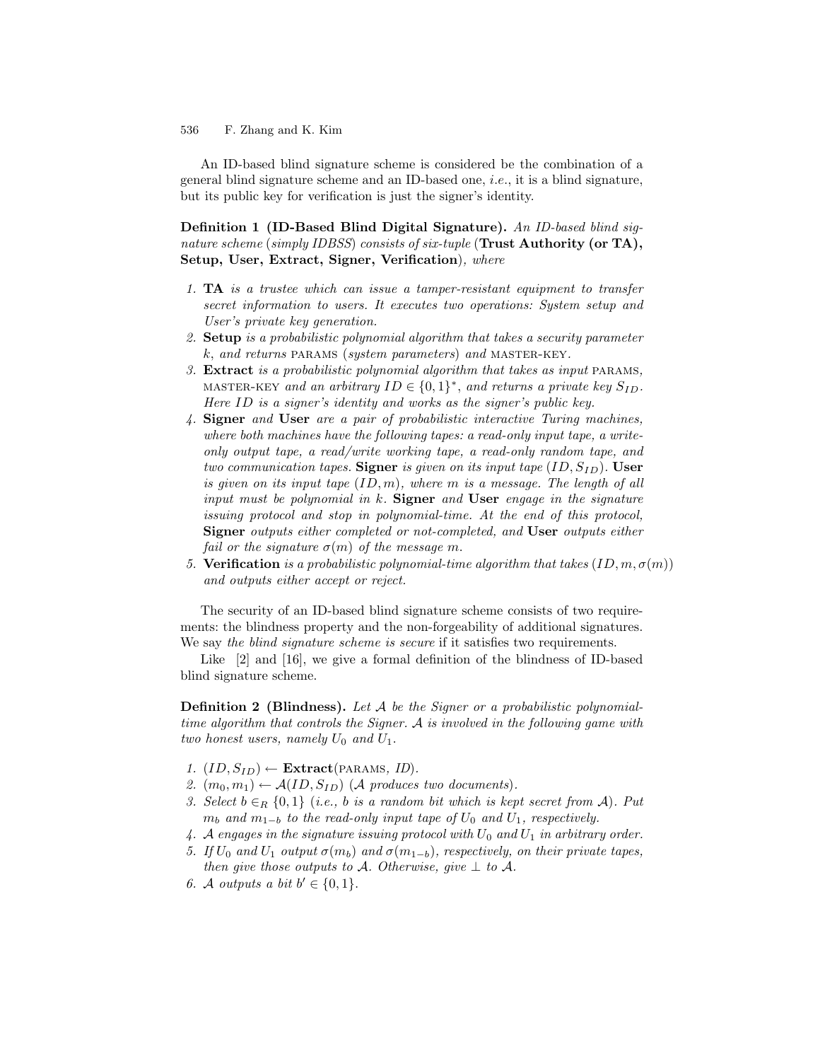An ID-based blind signature scheme is considered be the combination of a general blind signature scheme and an ID-based one, *i.e.*, it is a blind signature, but its public key for verification is just the signer's identity.

**Definition 1 (ID-Based Blind Digital Signature).** *An ID-based blind signature scheme (simply IDBSS) consists of six-tuple (**Trust Authority (or TA), Setup, User, Extract, Signer, Verification**), where*

1. **TA** *is a trustee which can issue a tamper-resistant equipment to transfer secret information to users. It executes two operations: System setup and User's private key generation.*
2. **Setup** *is a probabilistic polynomial algorithm that takes a security parameter $k$, and returns* PARAMS *(system parameters) and* MASTER-KEY.
3. **Extract** *is a probabilistic polynomial algorithm that takes as input* PARAMS, MASTER-KEY *and an arbitrary $ID \in \{0,1\}^*$, and returns a private key $S_{ID}$. Here $ID$ is a signer's identity and works as the signer's public key.*
4. **Signer** *and* **User** *are a pair of probabilistic interactive Turing machines, where both machines have the following tapes: a read-only input tape, a write-only output tape, a read/write working tape, a read-only random tape, and two communication tapes.* **Signer** *is given on its input tape $(ID, S_{ID})$.* **User** *is given on its input tape $(ID, m)$, where $m$ is a message. The length of all input must be polynomial in $k$.* **Signer** *and* **User** *engage in the signature issuing protocol and stop in polynomial-time. At the end of this protocol,* **Signer** *outputs either completed or not-completed, and* **User** *outputs either fail or the signature $\sigma(m)$ of the message $m$.*
5. **Verification** *is a probabilistic polynomial-time algorithm that takes $(ID, m, \sigma(m))$ and outputs either accept or reject.*

The security of an ID-based blind signature scheme consists of two requirements: the blindness property and the non-forgeability of additional signatures. We say *the blind signature scheme is secure* if it satisfies two requirements.

Like [2] and [16], we give a formal definition of the blindness of ID-based blind signature scheme.

**Definition 2 (Blindness).** *Let $\mathcal{A}$ be the Signer or a probabilistic polynomial-time algorithm that controls the Signer. $\mathcal{A}$ is involved in the following game with two honest users, namely $U_0$ and $U_1$.*

1. $(ID, S_{ID}) \leftarrow$ **Extract**(PARAMS, *ID*).
2. $(m_0, m_1) \leftarrow \mathcal{A}(ID, S_{ID})$ *($\mathcal{A}$ produces two documents).*
3. *Select $b \in_R \{0,1\}$ (i.e., $b$ is a random bit which is kept secret from $\mathcal{A}$). Put $m_b$ and $m_{1-b}$ to the read-only input tape of $U_0$ and $U_1$, respectively.*
4. *$\mathcal{A}$ engages in the signature issuing protocol with $U_0$ and $U_1$ in arbitrary order.*
5. *If $U_0$ and $U_1$ output $\sigma(m_b)$ and $\sigma(m_{1-b})$, respectively, on their private tapes, then give those outputs to $\mathcal{A}$. Otherwise, give $\perp$ to $\mathcal{A}$.*
6. *$\mathcal{A}$ outputs a bit $b' \in \{0,1\}$.*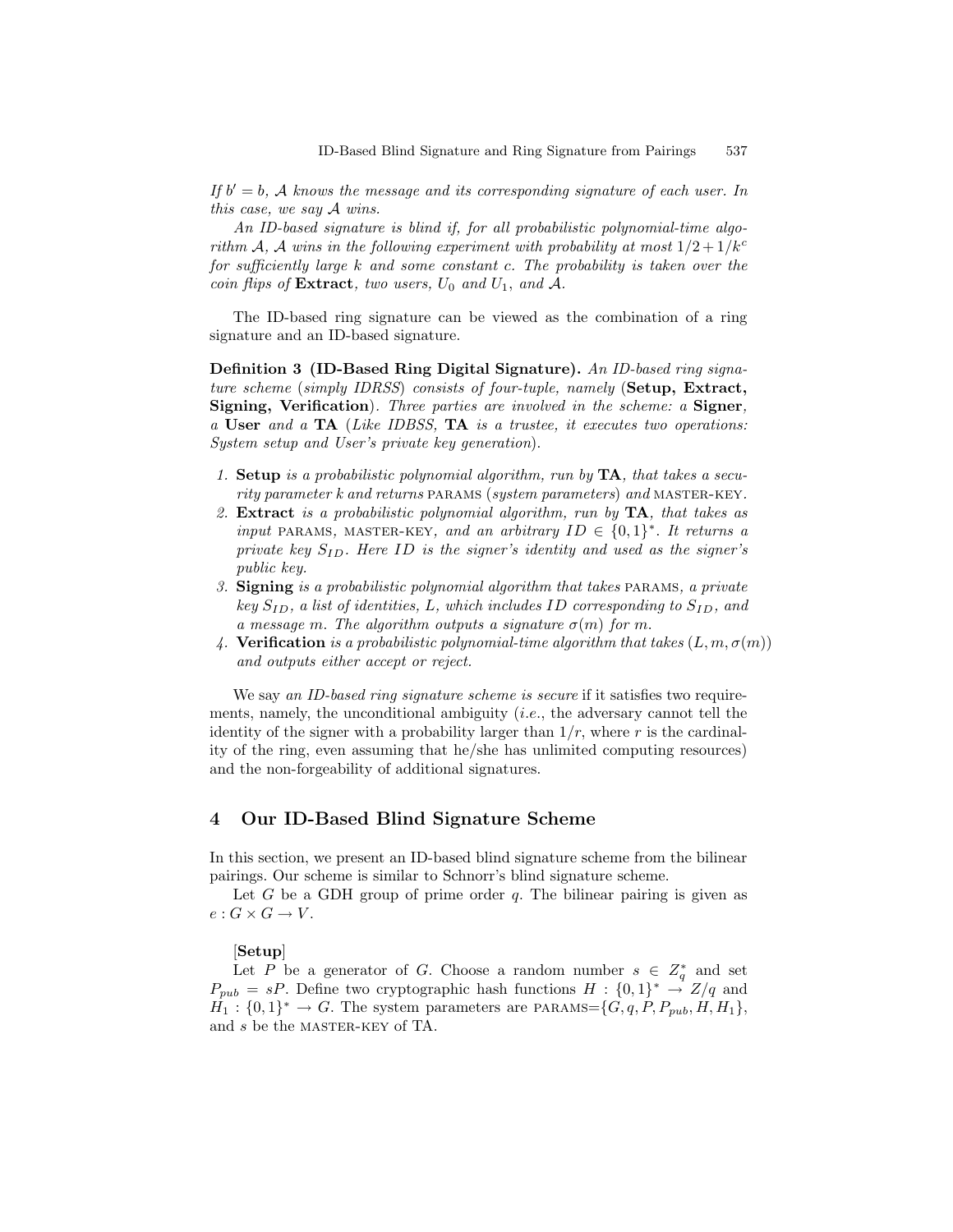*If $b' = b$, $\mathcal{A}$ knows the message and its corresponding signature of each user. In this case, we say $\mathcal{A}$ wins.*

*An ID-based signature is blind if, for all probabilistic polynomial-time algorithm $\mathcal{A}$, $\mathcal{A}$ wins in the following experiment with probability at most $1/2 + 1/k^c$ for sufficiently large $k$ and some constant $c$. The probability is taken over the coin flips of* **Extract**, *two users, $U_0$ and $U_1$, and $\mathcal{A}$.*

The ID-based ring signature can be viewed as the combination of a ring signature and an ID-based signature.

**Definition 3 (ID-Based Ring Digital Signature).** *An ID-based ring signature scheme (simply IDRSS) consists of four-tuple, namely (* **Setup, Extract, Signing, Verification** *). Three parties are involved in the scheme: a* **Signer**, *a* **User** *and a* **TA** *(Like IDBSS,* **TA** *is a trustee, it executes two operations: System setup and User's private key generation).*

1. **Setup** *is a probabilistic polynomial algorithm, run by* **TA**, *that takes a security parameter $k$ and returns* PARAMS *(system parameters) and* MASTER-KEY.
2. **Extract** *is a probabilistic polynomial algorithm, run by* **TA**, *that takes as input* PARAMS, MASTER-KEY, *and an arbitrary $ID \in \{0,1\}^*$. It returns a private key $S_{ID}$. Here $ID$ is the signer's identity and used as the signer's public key.*
3. **Signing** *is a probabilistic polynomial algorithm that takes* PARAMS, *a private key $S_{ID}$, a list of identities, $L$, which includes $ID$ corresponding to $S_{ID}$, and a message $m$. The algorithm outputs a signature $\sigma(m)$ for $m$.*
4. **Verification** *is a probabilistic polynomial-time algorithm that takes $(L, m, \sigma(m))$ and outputs either accept or reject.*

We say *an ID-based ring signature scheme is secure* if it satisfies two requirements, namely, the unconditional ambiguity (*i.e.*, the adversary cannot tell the identity of the signer with a probability larger than $1/r$, where $r$ is the cardinality of the ring, even assuming that he/she has unlimited computing resources) and the non-forgeability of additional signatures.

## 4 Our ID-Based Blind Signature Scheme

In this section, we present an ID-based blind signature scheme from the bilinear pairings. Our scheme is similar to Schnorr's blind signature scheme.

Let $G$ be a GDH group of prime order $q$. The bilinear pairing is given as $e : G \times G \rightarrow V$.

**[Setup]**

Let $P$ be a generator of $G$. Choose a random number $s \in Z_q^*$ and set $P_{pub} = sP$. Define two cryptographic hash functions $H : \{0,1\}^* \rightarrow Z/q$ and $H_1 : \{0,1\}^* \rightarrow G$. The system parameters are PARAMS$=\{G, q, P, P_{pub}, H, H_1\}$, and $s$ be the MASTER-KEY of TA.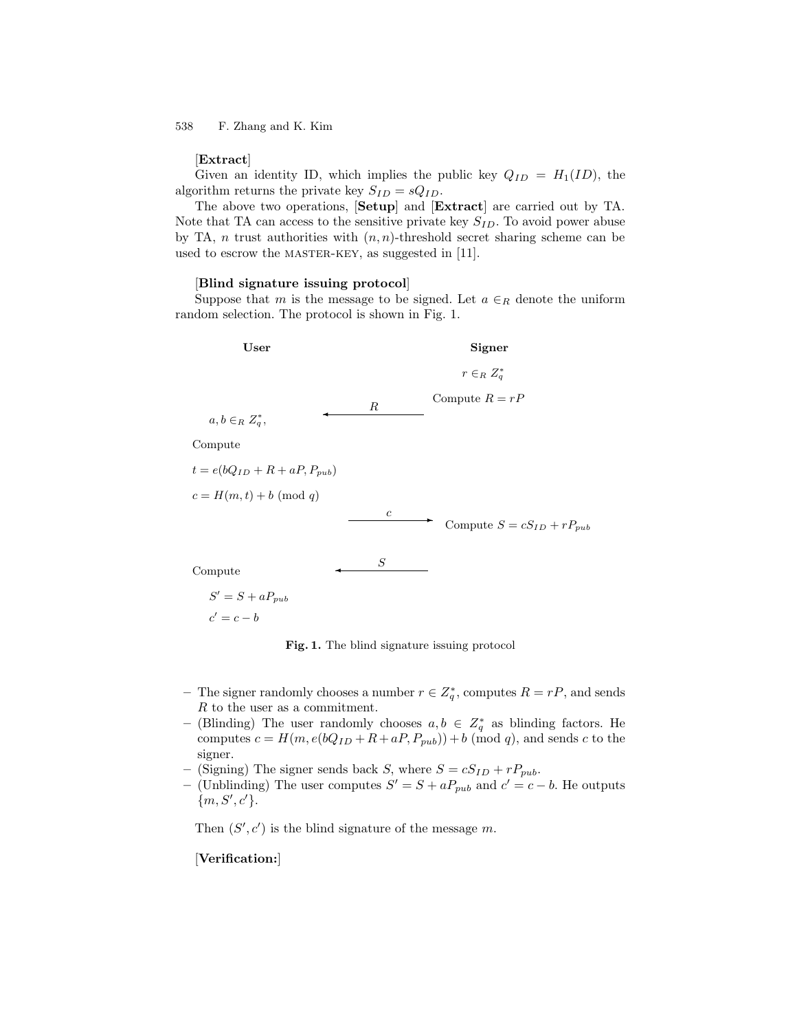**[Extract]**

Given an identity ID, which implies the public key $Q_{ID} = H_1(ID)$, the algorithm returns the private key $S_{ID} = sQ_{ID}$.

The above two operations, **[Setup]** and **[Extract]** are carried out by TA. Note that TA can access to the sensitive private key $S_{ID}$. To avoid power abuse by TA, $n$ trust authorities with $(n,n)$-threshold secret sharing scheme can be used to escrow the MASTER-KEY, as suggested in [11].

**[Blind signature issuing protocol]**

Suppose that $m$ is the message to be signed. Let $a \in_R$ denote the uniform random selection. The protocol is shown in Fig. 1.

| User | | Signer |
|---|---|---|
| | | $r \in_R Z_q^*$ |
| | $\xleftarrow{\quad R \quad}$ | Compute $R = rP$ |
| $a, b \in_R Z_q^*$, | | |
| Compute | | |
| $t = e(bQ_{ID} + R + aP, P_{pub})$ | | |
| $c = H(m, t) + b \pmod{q}$ | | |
| | $\xrightarrow{\quad c \quad}$ | Compute $S = cS_{ID} + rP_{pub}$ |
| Compute | $\xleftarrow{\quad S \quad}$ | |
| $S' = S + aP_{pub}$ | | |
| $c' = c - b$ | | |

**Fig. 1.** The blind signature issuing protocol

- The signer randomly chooses a number $r \in Z_q^*$, computes $R = rP$, and sends $R$ to the user as a commitment.
- (Blinding) The user randomly chooses $a, b \in Z_q^*$ as blinding factors. He computes $c = H(m, e(bQ_{ID} + R + aP, P_{pub})) + b \pmod{q}$, and sends $c$ to the signer.
- (Signing) The signer sends back $S$, where $S = cS_{ID} + rP_{pub}$.
- (Unblinding) The user computes $S' = S + aP_{pub}$ and $c' = c - b$. He outputs $\{m, S', c'\}$.

Then $(S', c')$ is the blind signature of the message $m$.

**[Verification:]**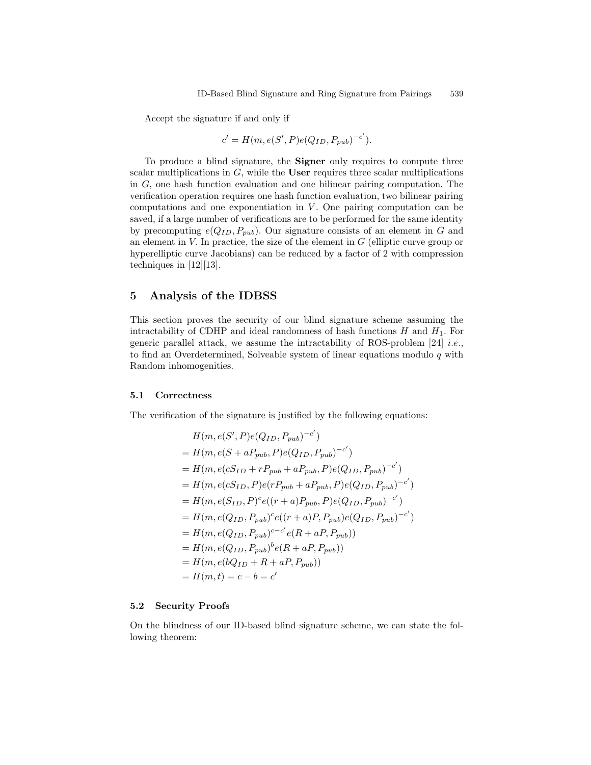Accept the signature if and only if

$$c' = H(m, e(S', P)e(Q_{ID}, P_{pub})^{-c'}).$$

To produce a blind signature, the **Signer** only requires to compute three scalar multiplications in $G$, while the **User** requires three scalar multiplications in $G$, one hash function evaluation and one bilinear pairing computation. The verification operation requires one hash function evaluation, two bilinear pairing computations and one exponentiation in $V$. One pairing computation can be saved, if a large number of verifications are to be performed for the same identity by precomputing $e(Q_{ID}, P_{pub})$. Our signature consists of an element in $G$ and an element in $V$. In practice, the size of the element in $G$ (elliptic curve group or hyperelliptic curve Jacobians) can be reduced by a factor of 2 with compression techniques in [12][13].

## 5 Analysis of the IDBSS

This section proves the security of our blind signature scheme assuming the intractability of CDHP and ideal randomness of hash functions $H$ and $H_1$. For generic parallel attack, we assume the intractability of ROS-problem [24] *i.e.*, to find an Overdetermined, Solveable system of linear equations modulo $q$ with Random inhomogenities.

### 5.1 Correctness

The verification of the signature is justified by the following equations:

$$\begin{aligned}
& H(m, e(S', P)e(Q_{ID}, P_{pub})^{-c'}) \\
&= H(m, e(S + aP_{pub}, P)e(Q_{ID}, P_{pub})^{-c'}) \\
&= H(m, e(cS_{ID} + rP_{pub} + aP_{pub}, P)e(Q_{ID}, P_{pub})^{-c'}) \\
&= H(m, e(cS_{ID}, P)e(rP_{pub} + aP_{pub}, P)e(Q_{ID}, P_{pub})^{-c'}) \\
&= H(m, e(S_{ID}, P)^{c}e((r + a)P_{pub}, P)e(Q_{ID}, P_{pub})^{-c'}) \\
&= H(m, e(Q_{ID}, P_{pub})^{c}e((r + a)P, P_{pub})e(Q_{ID}, P_{pub})^{-c'}) \\
&= H(m, e(Q_{ID}, P_{pub})^{c-c'}e(R + aP, P_{pub})) \\
&= H(m, e(Q_{ID}, P_{pub})^{b}e(R + aP, P_{pub})) \\
&= H(m, e(bQ_{ID} + R + aP, P_{pub})) \\
&= H(m, t) = c - b = c'
\end{aligned}$$

### 5.2 Security Proofs

On the blindness of our ID-based blind signature scheme, we can state the following theorem: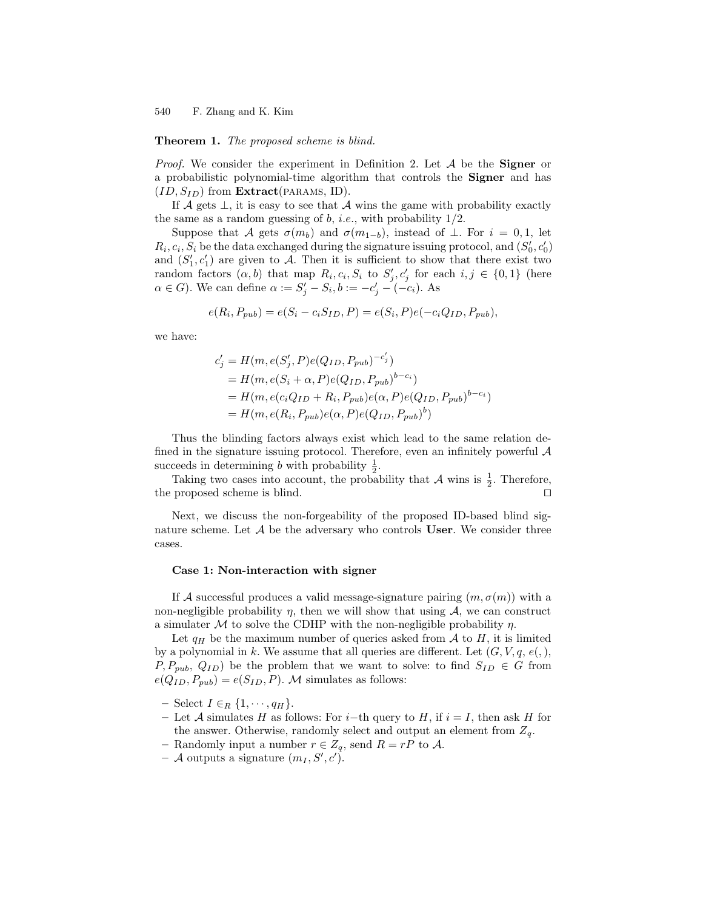**Theorem 1.** *The proposed scheme is blind.*

*Proof.* We consider the experiment in Definition 2. Let $\mathcal{A}$ be the **Signer** or a probabilistic polynomial-time algorithm that controls the **Signer** and has $(ID, S_{ID})$ from **Extract**(PARAMS, ID).

If $\mathcal{A}$ gets $\perp$, it is easy to see that $\mathcal{A}$ wins the game with probability exactly the same as a random guessing of $b$, *i.e.*, with probability 1/2.

Suppose that $\mathcal{A}$ gets $\sigma(m_b)$ and $\sigma(m_{1-b})$, instead of $\perp$. For $i = 0, 1$, let $R_i, c_i, S_i$ be the data exchanged during the signature issuing protocol, and $(S'_0, c'_0)$ and $(S'_1, c'_1)$ are given to $\mathcal{A}$. Then it is sufficient to show that there exist two random factors $(\alpha, b)$ that map $R_i, c_i, S_i$ to $S'_j, c'_j$ for each $i, j \in \{0, 1\}$ (here $\alpha \in G$). We can define $\alpha := S'_j - S_i, b := -c'_j - (-c_i)$. As

$$e(R_i, P_{pub}) = e(S_i - c_i S_{ID}, P) = e(S_i, P) e(-c_i Q_{ID}, P_{pub}),$$

we have:

$$\begin{aligned}
c'_j &= H(m, e(S'_j, P) e(Q_{ID}, P_{pub})^{-c'_j}) \\
&= H(m, e(S_i + \alpha, P) e(Q_{ID}, P_{pub})^{b - c_i}) \\
&= H(m, e(c_i Q_{ID} + R_i, P_{pub}) e(\alpha, P) e(Q_{ID}, P_{pub})^{b - c_i}) \\
&= H(m, e(R_i, P_{pub}) e(\alpha, P) e(Q_{ID}, P_{pub})^{b})
\end{aligned}$$

Thus the blinding factors always exist which lead to the same relation defined in the signature issuing protocol. Therefore, even an infinitely powerful $\mathcal{A}$ succeeds in determining $b$ with probability $\frac{1}{2}$.

Taking two cases into account, the probability that $\mathcal{A}$ wins is $\frac{1}{2}$. Therefore, the proposed scheme is blind. □

Next, we discuss the non-forgeability of the proposed ID-based blind signature scheme. Let $\mathcal{A}$ be the adversary who controls **User**. We consider three cases.

**Case 1: Non-interaction with signer**

If $\mathcal{A}$ successful produces a valid message-signature pairing $(m, \sigma(m))$ with a non-negligible probability $\eta$, then we will show that using $\mathcal{A}$, we can construct a simulater $\mathcal{M}$ to solve the CDHP with the non-negligible probability $\eta$.

Let $q_H$ be the maximum number of queries asked from $\mathcal{A}$ to $H$, it is limited by a polynomial in $k$. We assume that all queries are different. Let $(G, V, q, e(,),$ $P, P_{pub}, Q_{ID})$ be the problem that we want to solve: to find $S_{ID} \in G$ from $e(Q_{ID}, P_{pub}) = e(S_{ID}, P)$. $\mathcal{M}$ simulates as follows:

- Select $I \in_R \{1, \cdots, q_H\}$.
- Let $\mathcal{A}$ simulates $H$ as follows: For $i$−th query to $H$, if $i = I$, then ask $H$ for the answer. Otherwise, randomly select and output an element from $Z_q$.
- Randomly input a number $r \in Z_q$, send $R = rP$ to $\mathcal{A}$.
- $\mathcal{A}$ outputs a signature $(m_I, S', c')$.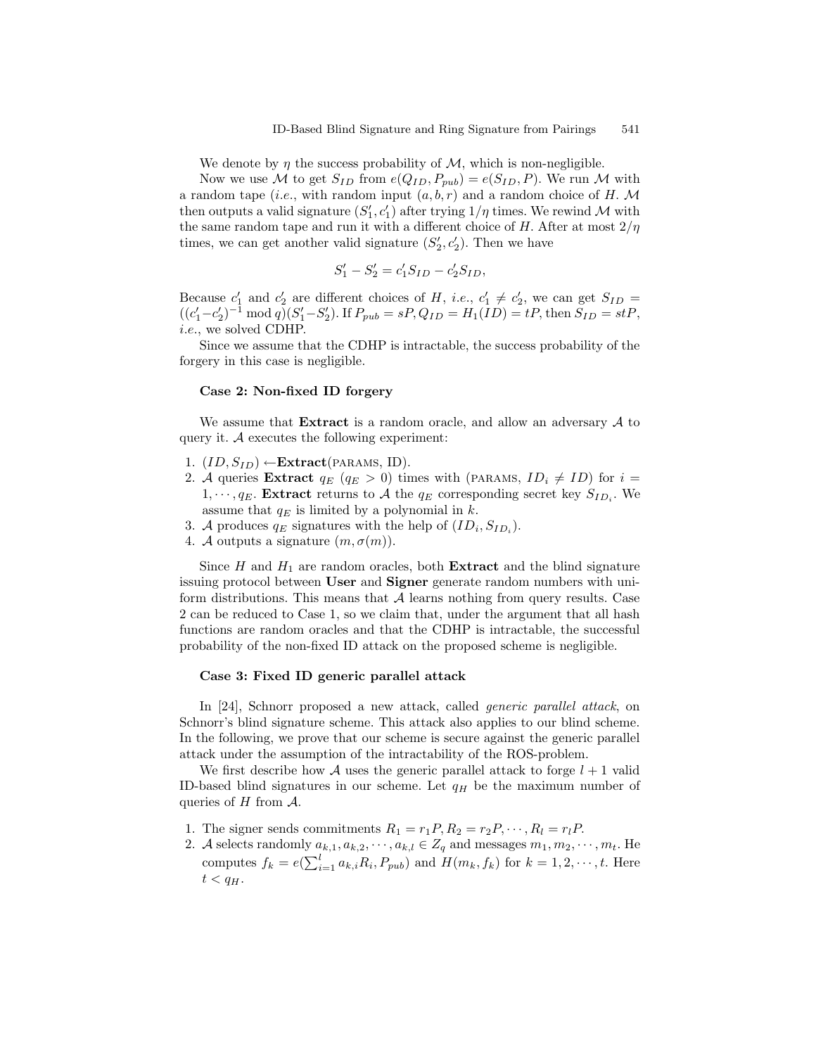We denote by $\eta$ the success probability of $\mathcal{M}$, which is non-negligible.

Now we use $\mathcal{M}$ to get $S_{ID}$ from $e(Q_{ID}, P_{pub}) = e(S_{ID}, P)$. We run $\mathcal{M}$ with a random tape (*i.e.*, with random input $(a, b, r)$ and a random choice of $H$. $\mathcal{M}$ then outputs a valid signature $(S'_1, c'_1)$ after trying $1/\eta$ times. We rewind $\mathcal{M}$ with the same random tape and run it with a different choice of $H$. After at most $2/\eta$ times, we can get another valid signature $(S'_2, c'_2)$. Then we have

$$S'_1 - S'_2 = c'_1 S_{ID} - c'_2 S_{ID},$$

Because $c'_1$ and $c'_2$ are different choices of $H$, *i.e.*, $c'_1 \neq c'_2$, we can get $S_{ID} = ((c'_1 - c'_2)^{-1} \bmod q)(S'_1 - S'_2)$. If $P_{pub} = sP, Q_{ID} = H_1(ID) = tP$, then $S_{ID} = stP$, *i.e.*, we solved CDHP.

Since we assume that the CDHP is intractable, the success probability of the forgery in this case is negligible.

**Case 2: Non-fixed ID forgery**

We assume that **Extract** is a random oracle, and allow an adversary $\mathcal{A}$ to query it. $\mathcal{A}$ executes the following experiment:

1. $(ID, S_{ID}) \leftarrow$**Extract**(PARAMS, ID).
2. $\mathcal{A}$ queries **Extract** $q_E$ ($q_E > 0$) times with (PARAMS, $ID_i \neq ID$) for $i = 1, \cdots, q_E$. **Extract** returns to $\mathcal{A}$ the $q_E$ corresponding secret key $S_{ID_i}$. We assume that $q_E$ is limited by a polynomial in $k$.
3. $\mathcal{A}$ produces $q_E$ signatures with the help of $(ID_i, S_{ID_i})$.
4. $\mathcal{A}$ outputs a signature $(m, \sigma(m))$.

Since $H$ and $H_1$ are random oracles, both **Extract** and the blind signature issuing protocol between **User** and **Signer** generate random numbers with uniform distributions. This means that $\mathcal{A}$ learns nothing from query results. Case 2 can be reduced to Case 1, so we claim that, under the argument that all hash functions are random oracles and that the CDHP is intractable, the successful probability of the non-fixed ID attack on the proposed scheme is negligible.

**Case 3: Fixed ID generic parallel attack**

In [24], Schnorr proposed a new attack, called *generic parallel attack*, on Schnorr's blind signature scheme. This attack also applies to our blind scheme. In the following, we prove that our scheme is secure against the generic parallel attack under the assumption of the intractability of the ROS-problem.

We first describe how $\mathcal{A}$ uses the generic parallel attack to forge $l + 1$ valid ID-based blind signatures in our scheme. Let $q_H$ be the maximum number of queries of $H$ from $\mathcal{A}$.

1. The signer sends commitments $R_1 = r_1 P, R_2 = r_2 P, \cdots, R_l = r_l P$.
2. $\mathcal{A}$ selects randomly $a_{k,1}, a_{k,2}, \cdots, a_{k,l} \in Z_q$ and messages $m_1, m_2, \cdots, m_t$. He computes $f_k = e(\sum_{i=1}^{l} a_{k,i} R_i, P_{pub})$ and $H(m_k, f_k)$ for $k = 1, 2, \cdots, t$. Here $t < q_H$.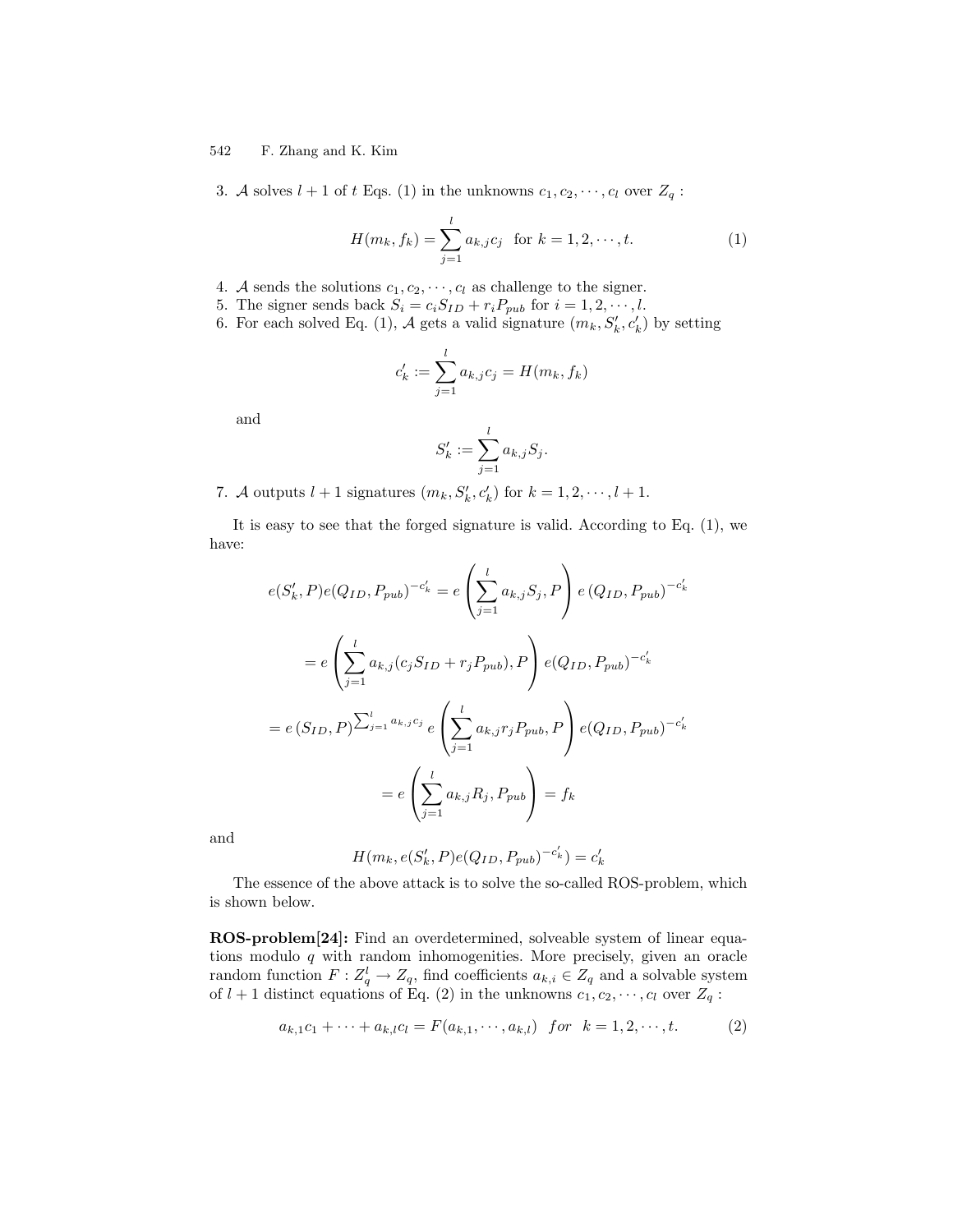3. $\mathcal{A}$ solves $l+1$ of $t$ Eqs. (1) in the unknowns $c_1, c_2, \cdots, c_l$ over $Z_q$ :

$$H(m_k, f_k) = \sum_{j=1}^{l} a_{k,j} c_j \quad \text{for } k = 1, 2, \cdots, t. \tag{1}$$

4. $\mathcal{A}$ sends the solutions $c_1, c_2, \cdots, c_l$ as challenge to the signer.
5. The signer sends back $S_i = c_i S_{ID} + r_i P_{pub}$ for $i = 1, 2, \cdots, l$.
6. For each solved Eq. (1), $\mathcal{A}$ gets a valid signature $(m_k, S'_k, c'_k)$ by setting

$$c'_k := \sum_{j=1}^{l} a_{k,j} c_j = H(m_k, f_k)$$

and

$$S'_k := \sum_{j=1}^{l} a_{k,j} S_j.$$

7. $\mathcal{A}$ outputs $l+1$ signatures $(m_k, S'_k, c'_k)$ for $k = 1, 2, \cdots, l+1$.

It is easy to see that the forged signature is valid. According to Eq. (1), we have:

$$e(S'_k, P) e(Q_{ID}, P_{pub})^{-c'_k} = e\left(\sum_{j=1}^{l} a_{k,j} S_j, P\right) e\left(Q_{ID}, P_{pub}\right)^{-c'_k}$$

$$= e\left(\sum_{j=1}^{l} a_{k,j}(c_j S_{ID} + r_j P_{pub}), P\right) e(Q_{ID}, P_{pub})^{-c'_k}$$

$$= e\left(S_{ID}, P\right)^{\sum_{j=1}^{l} a_{k,j} c_j} e\left(\sum_{j=1}^{l} a_{k,j} r_j P_{pub}, P\right) e(Q_{ID}, P_{pub})^{-c'_k}$$

$$= e\left(\sum_{j=1}^{l} a_{k,j} R_j, P_{pub}\right) = f_k$$

and

$$H(m_k, e(S'_k, P) e(Q_{ID}, P_{pub})^{-c'_k}) = c'_k$$

The essence of the above attack is to solve the so-called ROS-problem, which is shown below.

**ROS-problem[24]:** Find an overdetermined, solveable system of linear equations modulo $q$ with random inhomogenities. More precisely, given an oracle random function $F : Z_q^l \to Z_q$, find coefficients $a_{k,i} \in Z_q$ and a solvable system of $l+1$ distinct equations of Eq. (2) in the unknowns $c_1, c_2, \cdots, c_l$ over $Z_q$ :

$$a_{k,1} c_1 + \cdots + a_{k,l} c_l = F(a_{k,1}, \cdots, a_{k,l}) \quad for \quad k = 1, 2, \cdots, t. \tag{2}$$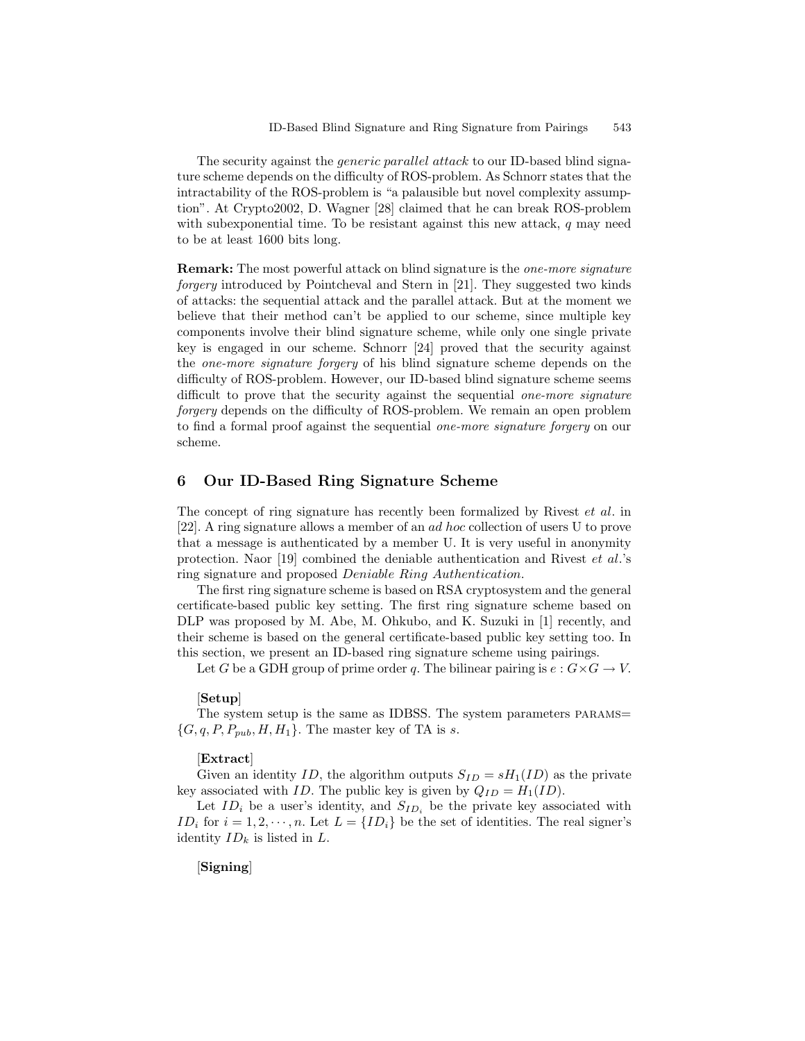The security against the *generic parallel attack* to our ID-based blind signature scheme depends on the difficulty of ROS-problem. As Schnorr states that the intractability of the ROS-problem is "a palausible but novel complexity assumption". At Crypto2002, D. Wagner [28] claimed that he can break ROS-problem with subexponential time. To be resistant against this new attack, $q$ may need to be at least 1600 bits long.

**Remark:** The most powerful attack on blind signature is the *one-more signature forgery* introduced by Pointcheval and Stern in [21]. They suggested two kinds of attacks: the sequential attack and the parallel attack. But at the moment we believe that their method can't be applied to our scheme, since multiple key components involve their blind signature scheme, while only one single private key is engaged in our scheme. Schnorr [24] proved that the security against the *one-more signature forgery* of his blind signature scheme depends on the difficulty of ROS-problem. However, our ID-based blind signature scheme seems difficult to prove that the security against the sequential *one-more signature forgery* depends on the difficulty of ROS-problem. We remain an open problem to find a formal proof against the sequential *one-more signature forgery* on our scheme.

## 6 Our ID-Based Ring Signature Scheme

The concept of ring signature has recently been formalized by Rivest *et al*. in [22]. A ring signature allows a member of an *ad hoc* collection of users U to prove that a message is authenticated by a member U. It is very useful in anonymity protection. Naor [19] combined the deniable authentication and Rivest *et al*.'s ring signature and proposed *Deniable Ring Authentication*.

The first ring signature scheme is based on RSA cryptosystem and the general certificate-based public key setting. The first ring signature scheme based on DLP was proposed by M. Abe, M. Ohkubo, and K. Suzuki in [1] recently, and their scheme is based on the general certificate-based public key setting too. In this section, we present an ID-based ring signature scheme using pairings.

Let $G$ be a GDH group of prime order $q$. The bilinear pairing is $e: G \times G \rightarrow V$.

[**Setup**]

The system setup is the same as IDBSS. The system parameters PARAMS= $\{G, q, P, P_{pub}, H, H_1\}$. The master key of TA is $s$.

[**Extract**]

Given an identity $ID$, the algorithm outputs $S_{ID} = sH_1(ID)$ as the private key associated with $ID$. The public key is given by $Q_{ID} = H_1(ID)$.

Let $ID_i$ be a user's identity, and $S_{ID_i}$ be the private key associated with $ID_i$ for $i = 1, 2, \cdots, n$. Let $L = \{ID_i\}$ be the set of identities. The real signer's identity $ID_k$ is listed in $L$.

[**Signing**]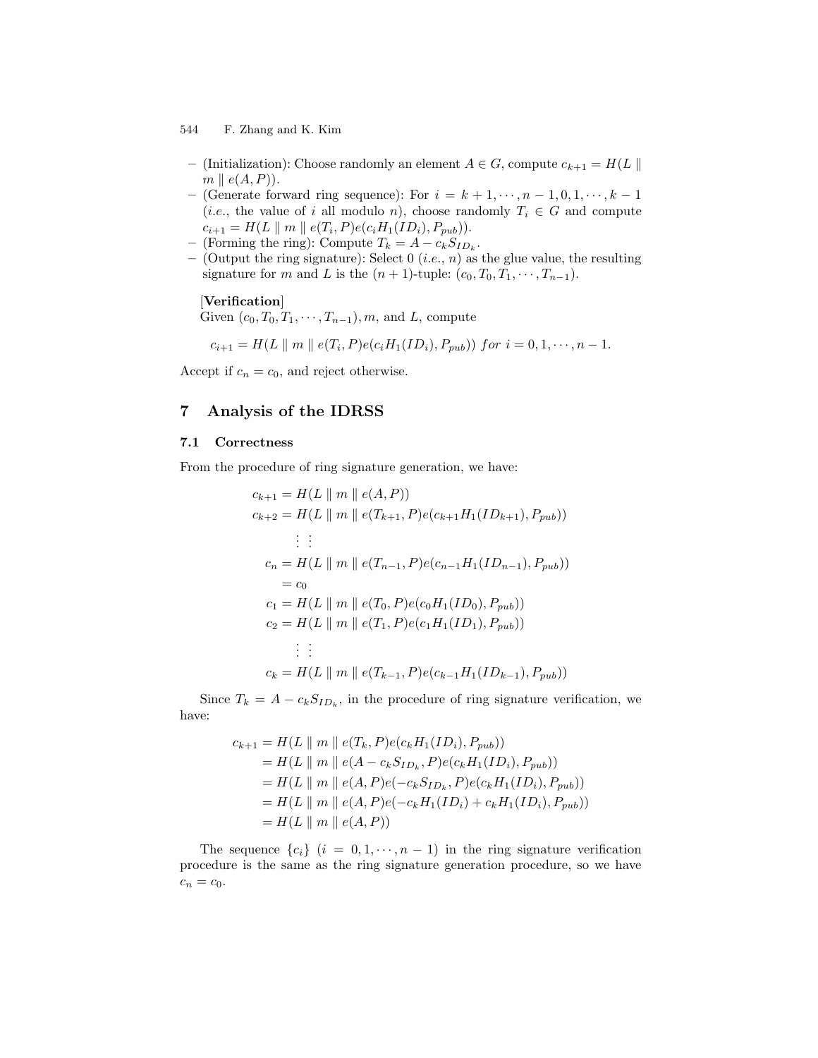- (Initialization): Choose randomly an element $A \in G$, compute $c_{k+1} = H(L \parallel m \parallel e(A, P))$.
- (Generate forward ring sequence): For $i = k+1, \cdots, n-1, 0, 1, \cdots, k-1$ (*i.e.*, the value of $i$ all modulo $n$), choose randomly $T_i \in G$ and compute $c_{i+1} = H(L \parallel m \parallel e(T_i, P)e(c_i H_1(ID_i), P_{pub}))$.
- (Forming the ring): Compute $T_k = A - c_k S_{ID_k}$.
- (Output the ring signature): Select 0 (*i.e.*, $n$) as the glue value, the resulting signature for $m$ and $L$ is the $(n+1)$-tuple: $(c_0, T_0, T_1, \cdots, T_{n-1})$.

[**Verification**]
Given $(c_0, T_0, T_1, \cdots, T_{n-1}), m$, and $L$, compute

$$c_{i+1} = H(L \parallel m \parallel e(T_i, P)e(c_i H_1(ID_i), P_{pub})) \ for \ i = 0, 1, \cdots, n-1.$$

Accept if $c_n = c_0$, and reject otherwise.

## 7 Analysis of the IDRSS

### 7.1 Correctness

From the procedure of ring signature generation, we have:

$$\begin{aligned}
c_{k+1} &= H(L \parallel m \parallel e(A, P)) \\
c_{k+2} &= H(L \parallel m \parallel e(T_{k+1}, P)e(c_{k+1} H_1(ID_{k+1}), P_{pub})) \\
&\vdots \ \vdots \\
c_n &= H(L \parallel m \parallel e(T_{n-1}, P)e(c_{n-1} H_1(ID_{n-1}), P_{pub})) \\
&= c_0 \\
c_1 &= H(L \parallel m \parallel e(T_0, P)e(c_0 H_1(ID_0), P_{pub})) \\
c_2 &= H(L \parallel m \parallel e(T_1, P)e(c_1 H_1(ID_1), P_{pub})) \\
&\vdots \ \vdots \\
c_k &= H(L \parallel m \parallel e(T_{k-1}, P)e(c_{k-1} H_1(ID_{k-1}), P_{pub}))
\end{aligned}$$

Since $T_k = A - c_k S_{ID_k}$, in the procedure of ring signature verification, we have:

$$\begin{aligned}
c_{k+1} &= H(L \parallel m \parallel e(T_k, P)e(c_k H_1(ID_i), P_{pub})) \\
&= H(L \parallel m \parallel e(A - c_k S_{ID_k}, P)e(c_k H_1(ID_i), P_{pub})) \\
&= H(L \parallel m \parallel e(A, P)e(-c_k S_{ID_k}, P)e(c_k H_1(ID_i), P_{pub})) \\
&= H(L \parallel m \parallel e(A, P)e(-c_k H_1(ID_i) + c_k H_1(ID_i), P_{pub})) \\
&= H(L \parallel m \parallel e(A, P))
\end{aligned}$$

The sequence $\{c_i\}$ $(i = 0, 1, \cdots, n-1)$ in the ring signature verification procedure is the same as the ring signature generation procedure, so we have $c_n = c_0$.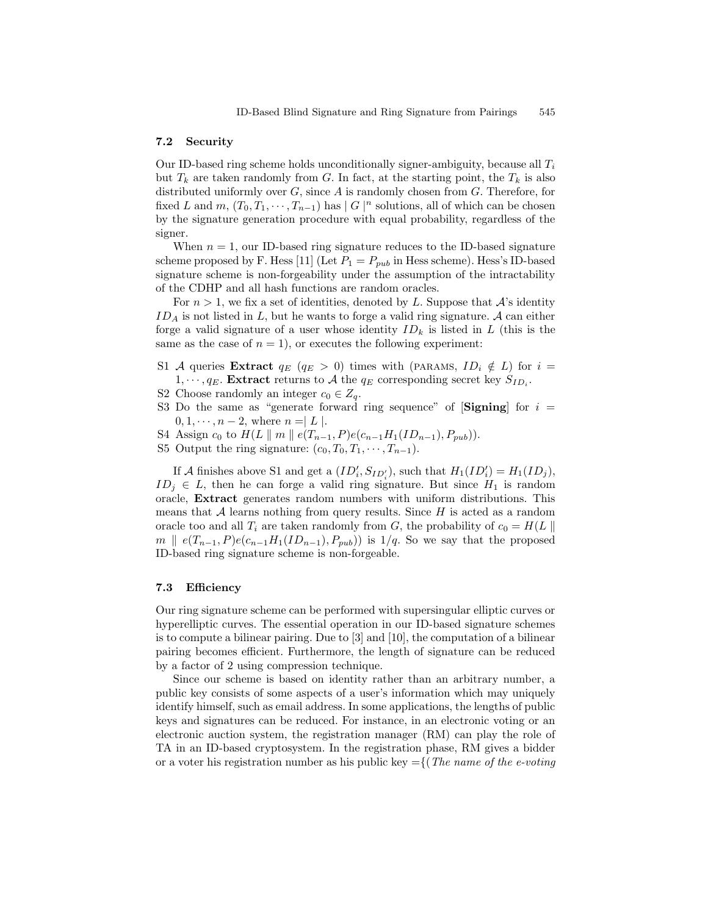### 7.2 Security

Our ID-based ring scheme holds unconditionally signer-ambiguity, because all $T_i$ but $T_k$ are taken randomly from $G$. In fact, at the starting point, the $T_k$ is also distributed uniformly over $G$, since $A$ is randomly chosen from $G$. Therefore, for fixed $L$ and $m$, $(T_0, T_1, \cdots, T_{n-1})$ has $|G|^n$ solutions, all of which can be chosen by the signature generation procedure with equal probability, regardless of the signer.

When $n = 1$, our ID-based ring signature reduces to the ID-based signature scheme proposed by F. Hess [11] (Let $P_1 = P_{pub}$ in Hess scheme). Hess's ID-based signature scheme is non-forgeability under the assumption of the intractability of the CDHP and all hash functions are random oracles.

For $n > 1$, we fix a set of identities, denoted by $L$. Suppose that $\mathcal{A}$'s identity $ID_A$ is not listed in $L$, but he wants to forge a valid ring signature. $\mathcal{A}$ can either forge a valid signature of a user whose identity $ID_k$ is listed in $L$ (this is the same as the case of $n = 1$), or executes the following experiment:

- S1 $\mathcal{A}$ queries **Extract** $q_E$ ($q_E > 0$) times with (PARAMS, $ID_i \notin L$) for $i = 1, \cdots, q_E$. **Extract** returns to $\mathcal{A}$ the $q_E$ corresponding secret key $S_{ID_i}$.
- S2 Choose randomly an integer $c_0 \in Z_q$.
- S3 Do the same as "generate forward ring sequence" of [**Signing**] for $i = 0, 1, \cdots, n-2$, where $n = |L|$.
- S4 Assign $c_0$ to $H(L \parallel m \parallel e(T_{n-1}, P)e(c_{n-1}H_1(ID_{n-1}), P_{pub}))$.
- S5 Output the ring signature: $(c_0, T_0, T_1, \cdots, T_{n-1})$.

If $\mathcal{A}$ finishes above S1 and get a $(ID'_i, S_{ID'_i})$, such that $H_1(ID'_i) = H_1(ID_j)$, $ID_j \in L$, then he can forge a valid ring signature. But since $H_1$ is random oracle, **Extract** generates random numbers with uniform distributions. This means that $\mathcal{A}$ learns nothing from query results. Since $H$ is acted as a random oracle too and all $T_i$ are taken randomly from $G$, the probability of $c_0 = H(L \parallel m \parallel e(T_{n-1}, P)e(c_{n-1}H_1(ID_{n-1}), P_{pub}))$ is $1/q$. So we say that the proposed ID-based ring signature scheme is non-forgeable.

### 7.3 Efficiency

Our ring signature scheme can be performed with supersingular elliptic curves or hyperelliptic curves. The essential operation in our ID-based signature schemes is to compute a bilinear pairing. Due to [3] and [10], the computation of a bilinear pairing becomes efficient. Furthermore, the length of signature can be reduced by a factor of 2 using compression technique.

Since our scheme is based on identity rather than an arbitrary number, a public key consists of some aspects of a user's information which may uniquely identify himself, such as email address. In some applications, the lengths of public keys and signatures can be reduced. For instance, in an electronic voting or an electronic auction system, the registration manager (RM) can play the role of TA in an ID-based cryptosystem. In the registration phase, RM gives a bidder or a voter his registration number as his public key $=\{($*The name of the e-voting*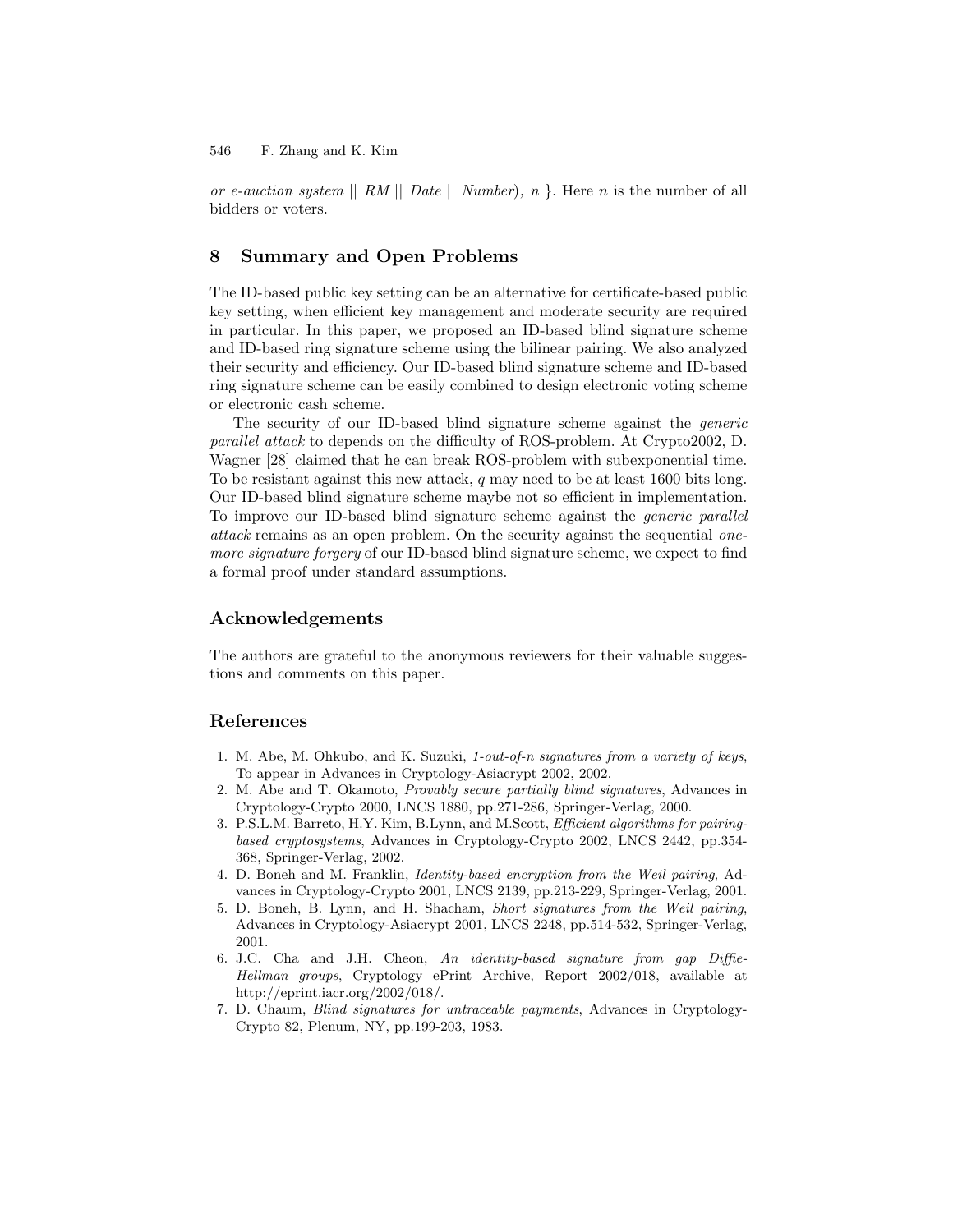*or e-auction system* || *RM* || *Date* || *Number*), $n$ }. Here $n$ is the number of all bidders or voters.

## 8 Summary and Open Problems

The ID-based public key setting can be an alternative for certificate-based public key setting, when efficient key management and moderate security are required in particular. In this paper, we proposed an ID-based blind signature scheme and ID-based ring signature scheme using the bilinear pairing. We also analyzed their security and efficiency. Our ID-based blind signature scheme and ID-based ring signature scheme can be easily combined to design electronic voting scheme or electronic cash scheme.

The security of our ID-based blind signature scheme against the *generic parallel attack* to depends on the difficulty of ROS-problem. At Crypto2002, D. Wagner [28] claimed that he can break ROS-problem with subexponential time. To be resistant against this new attack, $q$ may need to be at least 1600 bits long. Our ID-based blind signature scheme maybe not so efficient in implementation. To improve our ID-based blind signature scheme against the *generic parallel attack* remains as an open problem. On the security against the sequential *one-more signature forgery* of our ID-based blind signature scheme, we expect to find a formal proof under standard assumptions.

## Acknowledgements

The authors are grateful to the anonymous reviewers for their valuable suggestions and comments on this paper.

## References

1. M. Abe, M. Ohkubo, and K. Suzuki, *1-out-of-n signatures from a variety of keys*, To appear in Advances in Cryptology-Asiacrypt 2002, 2002.
2. M. Abe and T. Okamoto, *Provably secure partially blind signatures*, Advances in Cryptology-Crypto 2000, LNCS 1880, pp.271-286, Springer-Verlag, 2000.
3. P.S.L.M. Barreto, H.Y. Kim, B.Lynn, and M.Scott, *Efficient algorithms for pairing-based cryptosystems*, Advances in Cryptology-Crypto 2002, LNCS 2442, pp.354-368, Springer-Verlag, 2002.
4. D. Boneh and M. Franklin, *Identity-based encryption from the Weil pairing*, Advances in Cryptology-Crypto 2001, LNCS 2139, pp.213-229, Springer-Verlag, 2001.
5. D. Boneh, B. Lynn, and H. Shacham, *Short signatures from the Weil pairing*, Advances in Cryptology-Asiacrypt 2001, LNCS 2248, pp.514-532, Springer-Verlag, 2001.
6. J.C. Cha and J.H. Cheon, *An identity-based signature from gap Diffie-Hellman groups*, Cryptology ePrint Archive, Report 2002/018, available at http://eprint.iacr.org/2002/018/.
7. D. Chaum, *Blind signatures for untraceable payments*, Advances in Cryptology-Crypto 82, Plenum, NY, pp.199-203, 1983.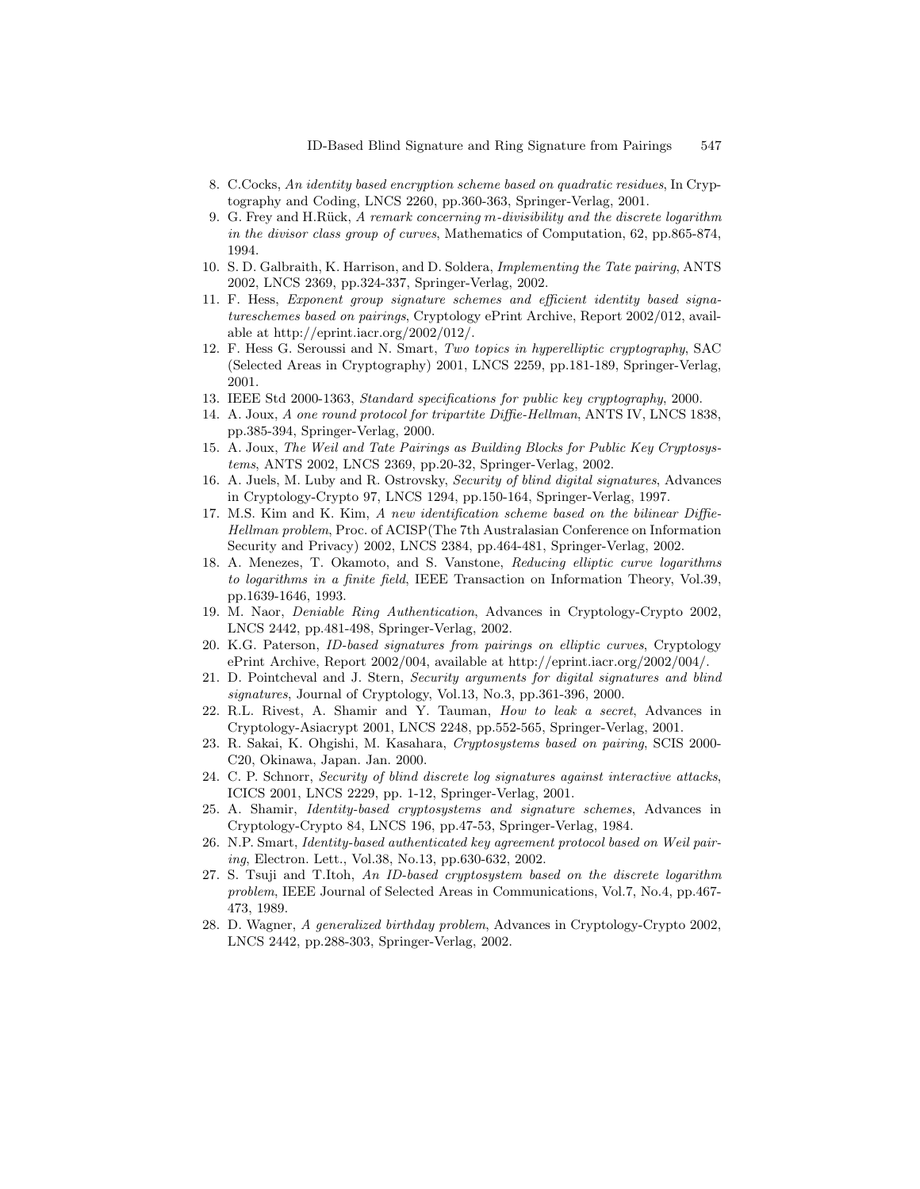8. C.Cocks, *An identity based encryption scheme based on quadratic residues*, In Cryptography and Coding, LNCS 2260, pp.360-363, Springer-Verlag, 2001.
9. G. Frey and H.Rück, *A remark concerning $m$-divisibility and the discrete logarithm in the divisor class group of curves*, Mathematics of Computation, 62, pp.865-874, 1994.
10. S. D. Galbraith, K. Harrison, and D. Soldera, *Implementing the Tate pairing*, ANTS 2002, LNCS 2369, pp.324-337, Springer-Verlag, 2002.
11. F. Hess, *Exponent group signature schemes and efficient identity based signatureschemes based on pairings*, Cryptology ePrint Archive, Report 2002/012, available at http://eprint.iacr.org/2002/012/.
12. F. Hess G. Seroussi and N. Smart, *Two topics in hyperelliptic cryptography*, SAC (Selected Areas in Cryptography) 2001, LNCS 2259, pp.181-189, Springer-Verlag, 2001.
13. IEEE Std 2000-1363, *Standard specifications for public key cryptography*, 2000.
14. A. Joux, *A one round protocol for tripartite Diffie-Hellman*, ANTS IV, LNCS 1838, pp.385-394, Springer-Verlag, 2000.
15. A. Joux, *The Weil and Tate Pairings as Building Blocks for Public Key Cryptosystems*, ANTS 2002, LNCS 2369, pp.20-32, Springer-Verlag, 2002.
16. A. Juels, M. Luby and R. Ostrovsky, *Security of blind digital signatures*, Advances in Cryptology-Crypto 97, LNCS 1294, pp.150-164, Springer-Verlag, 1997.
17. M.S. Kim and K. Kim, *A new identification scheme based on the bilinear Diffie-Hellman problem*, Proc. of ACISP(The 7th Australasian Conference on Information Security and Privacy) 2002, LNCS 2384, pp.464-481, Springer-Verlag, 2002.
18. A. Menezes, T. Okamoto, and S. Vanstone, *Reducing elliptic curve logarithms to logarithms in a finite field*, IEEE Transaction on Information Theory, Vol.39, pp.1639-1646, 1993.
19. M. Naor, *Deniable Ring Authentication*, Advances in Cryptology-Crypto 2002, LNCS 2442, pp.481-498, Springer-Verlag, 2002.
20. K.G. Paterson, *ID-based signatures from pairings on elliptic curves*, Cryptology ePrint Archive, Report 2002/004, available at http://eprint.iacr.org/2002/004/.
21. D. Pointcheval and J. Stern, *Security arguments for digital signatures and blind signatures*, Journal of Cryptology, Vol.13, No.3, pp.361-396, 2000.
22. R.L. Rivest, A. Shamir and Y. Tauman, *How to leak a secret*, Advances in Cryptology-Asiacrypt 2001, LNCS 2248, pp.552-565, Springer-Verlag, 2001.
23. R. Sakai, K. Ohgishi, M. Kasahara, *Cryptosystems based on pairing*, SCIS 2000-C20, Okinawa, Japan. Jan. 2000.
24. C. P. Schnorr, *Security of blind discrete log signatures against interactive attacks*, ICICS 2001, LNCS 2229, pp. 1-12, Springer-Verlag, 2001.
25. A. Shamir, *Identity-based cryptosystems and signature schemes*, Advances in Cryptology-Crypto 84, LNCS 196, pp.47-53, Springer-Verlag, 1984.
26. N.P. Smart, *Identity-based authenticated key agreement protocol based on Weil pairing*, Electron. Lett., Vol.38, No.13, pp.630-632, 2002.
27. S. Tsuji and T.Itoh, *An ID-based cryptosystem based on the discrete logarithm problem*, IEEE Journal of Selected Areas in Communications, Vol.7, No.4, pp.467-473, 1989.
28. D. Wagner, *A generalized birthday problem*, Advances in Cryptology-Crypto 2002, LNCS 2442, pp.288-303, Springer-Verlag, 2002.